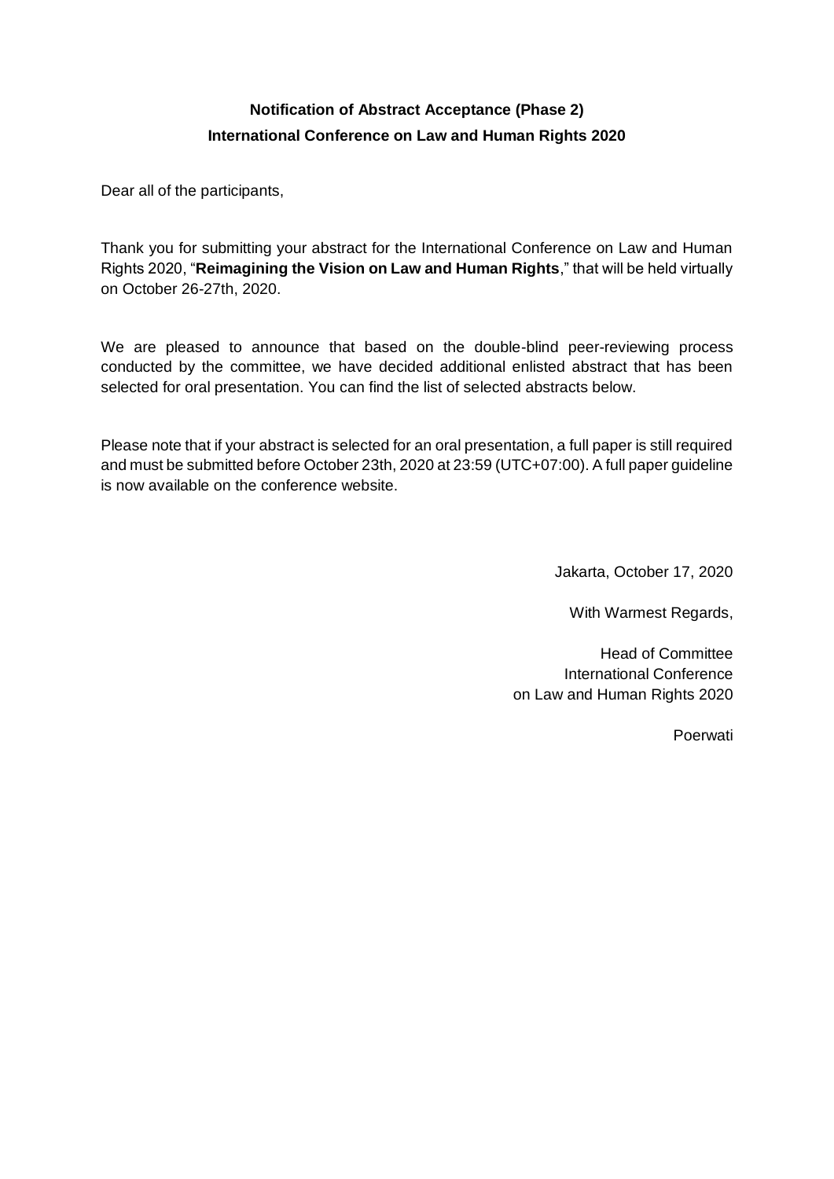## Notification of Abstract Acceptance (Phase 2)
## International Conference on Law and Human Rights 2020

Dear all of the participants,

Thank you for submitting your abstract for the International Conference on Law and Human Rights 2020, "**Reimagining the Vision on Law and Human Rights**," that will be held virtually on October 26-27th, 2020.

We are pleased to announce that based on the double-blind peer-reviewing process conducted by the committee, we have decided additional enlisted abstract that has been selected for oral presentation. You can find the list of selected abstracts below.

Please note that if your abstract is selected for an oral presentation, a full paper is still required and must be submitted before October 23th, 2020 at 23:59 (UTC+07:00). A full paper guideline is now available on the conference website.

Jakarta, October 17, 2020

With Warmest Regards,

Head of Committee
International Conference
on Law and Human Rights 2020

Poerwati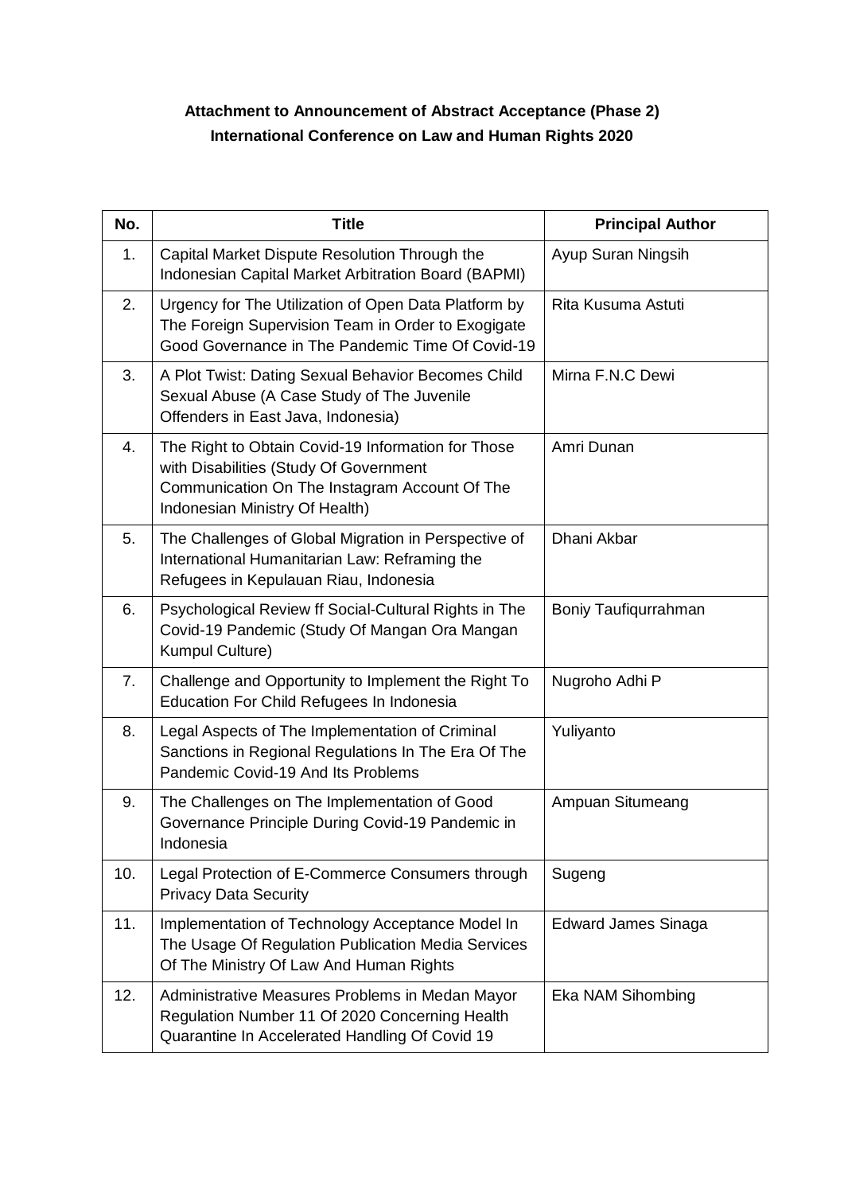**Attachment to Announcement of Abstract Acceptance (Phase 2)**
**International Conference on Law and Human Rights 2020**

| No. | Title | Principal Author |
|---|---|---|
| 1. | Capital Market Dispute Resolution Through the Indonesian Capital Market Arbitration Board (BAPMI) | Ayup Suran Ningsih |
| 2. | Urgency for The Utilization of Open Data Platform by The Foreign Supervision Team in Order to Exogigate Good Governance in The Pandemic Time Of Covid-19 | Rita Kusuma Astuti |
| 3. | A Plot Twist: Dating Sexual Behavior Becomes Child Sexual Abuse (A Case Study of The Juvenile Offenders in East Java, Indonesia) | Mirna F.N.C Dewi |
| 4. | The Right to Obtain Covid-19 Information for Those with Disabilities (Study Of Government Communication On The Instagram Account Of The Indonesian Ministry Of Health) | Amri Dunan |
| 5. | The Challenges of Global Migration in Perspective of International Humanitarian Law: Reframing the Refugees in Kepulauan Riau, Indonesia | Dhani Akbar |
| 6. | Psychological Review ff Social-Cultural Rights in The Covid-19 Pandemic (Study Of Mangan Ora Mangan Kumpul Culture) | Boniy Taufiqurrahman |
| 7. | Challenge and Opportunity to Implement the Right To Education For Child Refugees In Indonesia | Nugroho Adhi P |
| 8. | Legal Aspects of The Implementation of Criminal Sanctions in Regional Regulations In The Era Of The Pandemic Covid-19 And Its Problems | Yuliyanto |
| 9. | The Challenges on The Implementation of Good Governance Principle During Covid-19 Pandemic in Indonesia | Ampuan Situmeang |
| 10. | Legal Protection of E-Commerce Consumers through Privacy Data Security | Sugeng |
| 11. | Implementation of Technology Acceptance Model In The Usage Of Regulation Publication Media Services Of The Ministry Of Law And Human Rights | Edward James Sinaga |
| 12. | Administrative Measures Problems in Medan Mayor Regulation Number 11 Of 2020 Concerning Health Quarantine In Accelerated Handling Of Covid 19 | Eka NAM Sihombing |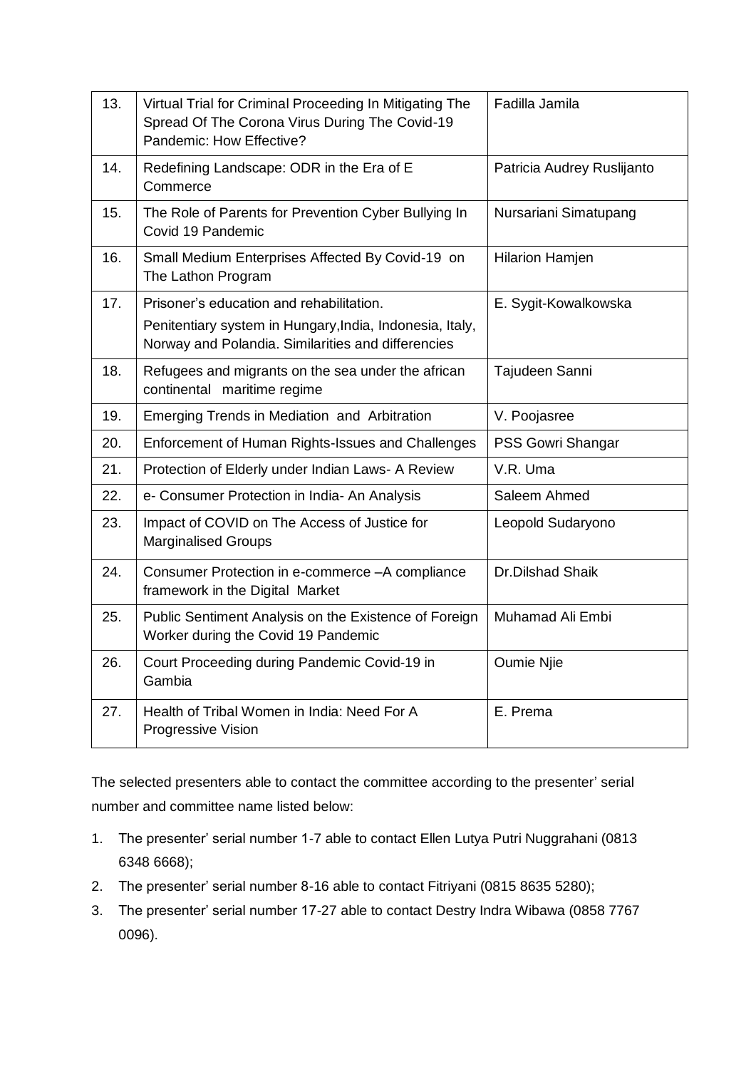| | | |
|---|---|---|
| 13. | Virtual Trial for Criminal Proceeding In Mitigating The Spread Of The Corona Virus During The Covid-19 Pandemic: How Effective? | Fadilla Jamila |
| 14. | Redefining Landscape: ODR in the Era of E Commerce | Patricia Audrey Ruslijanto |
| 15. | The Role of Parents for Prevention Cyber Bullying In Covid 19 Pandemic | Nursariani Simatupang |
| 16. | Small Medium Enterprises Affected By Covid-19 on The Lathon Program | Hilarion Hamjen |
| 17. | Prisoner's education and rehabilitation. Penitentiary system in Hungary,India, Indonesia, Italy, Norway and Polandia. Similarities and differencies | E. Sygit-Kowalkowska |
| 18. | Refugees and migrants on the sea under the african continental maritime regime | Tajudeen Sanni |
| 19. | Emerging Trends in Mediation and Arbitration | V. Poojasree |
| 20. | Enforcement of Human Rights-Issues and Challenges | PSS Gowri Shangar |
| 21. | Protection of Elderly under Indian Laws- A Review | V.R. Uma |
| 22. | e- Consumer Protection in India- An Analysis | Saleem Ahmed |
| 23. | Impact of COVID on The Access of Justice for Marginalised Groups | Leopold Sudaryono |
| 24. | Consumer Protection in e-commerce –A compliance framework in the Digital Market | Dr.Dilshad Shaik |
| 25. | Public Sentiment Analysis on the Existence of Foreign Worker during the Covid 19 Pandemic | Muhamad Ali Embi |
| 26. | Court Proceeding during Pandemic Covid-19 in Gambia | Oumie Njie |
| 27. | Health of Tribal Women in India: Need For A Progressive Vision | E. Prema |

The selected presenters able to contact the committee according to the presenter' serial number and committee name listed below:

1. The presenter' serial number 1-7 able to contact Ellen Lutya Putri Nuggrahani (0813 6348 6668);
2. The presenter' serial number 8-16 able to contact Fitriyani (0815 8635 5280);
3. The presenter' serial number 17-27 able to contact Destry Indra Wibawa (0858 7767 0096).